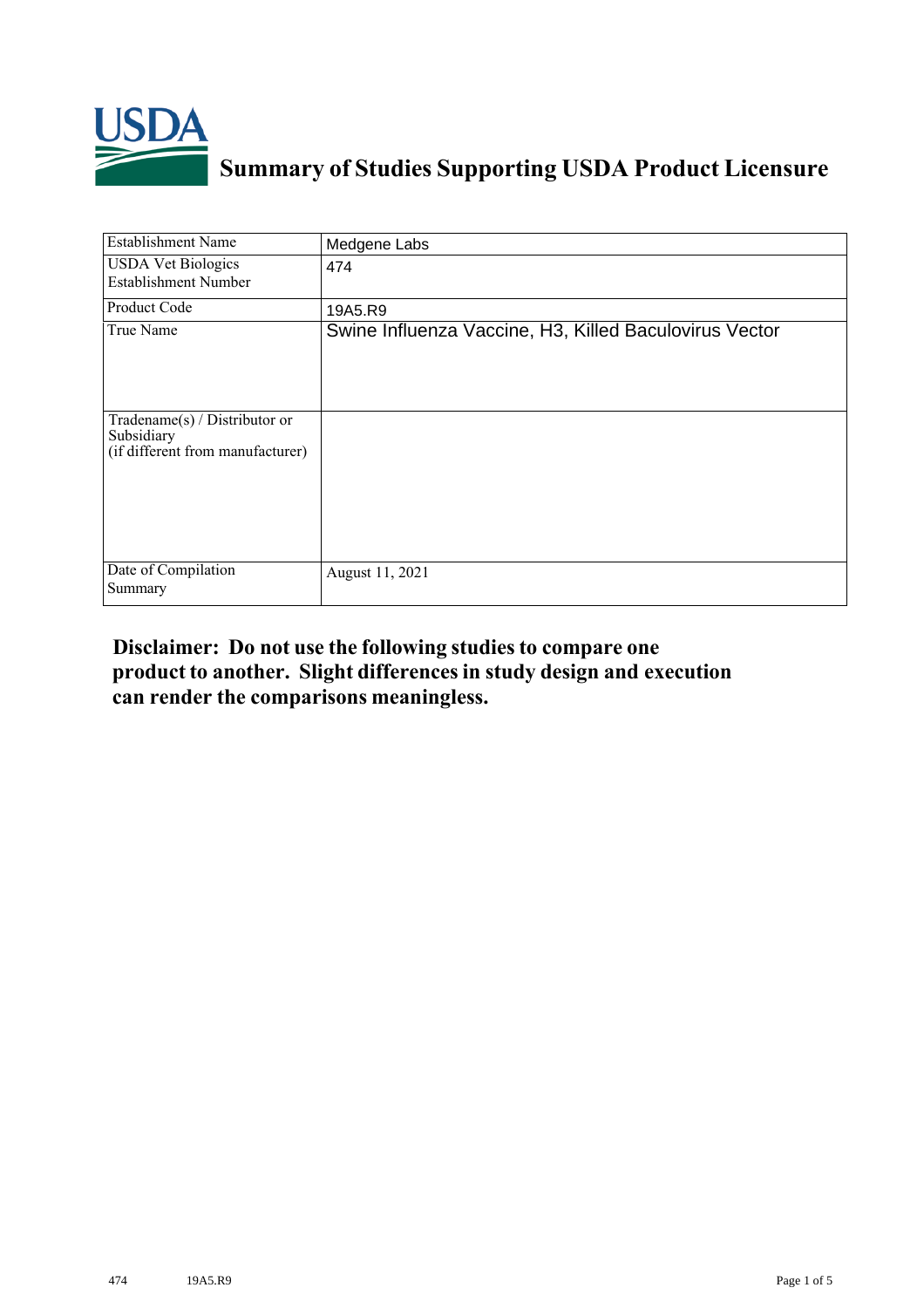# Summary of Studies Supporting USDA Product Licensure

| Establishment Name | Medgene Labs |
|---|---|
| USDA Vet Biologics Establishment Number | 474 |
| Product Code | 19A5.R9 |
| True Name | Swine Influenza Vaccine, H3, Killed Baculovirus Vector |
| Tradename(s) / Distributor or Subsidiary (if different from manufacturer) | |
| Date of Compilation Summary | August 11, 2021 |

**Disclaimer: Do not use the following studies to compare one product to another. Slight differences in study design and execution can render the comparisons meaningless.**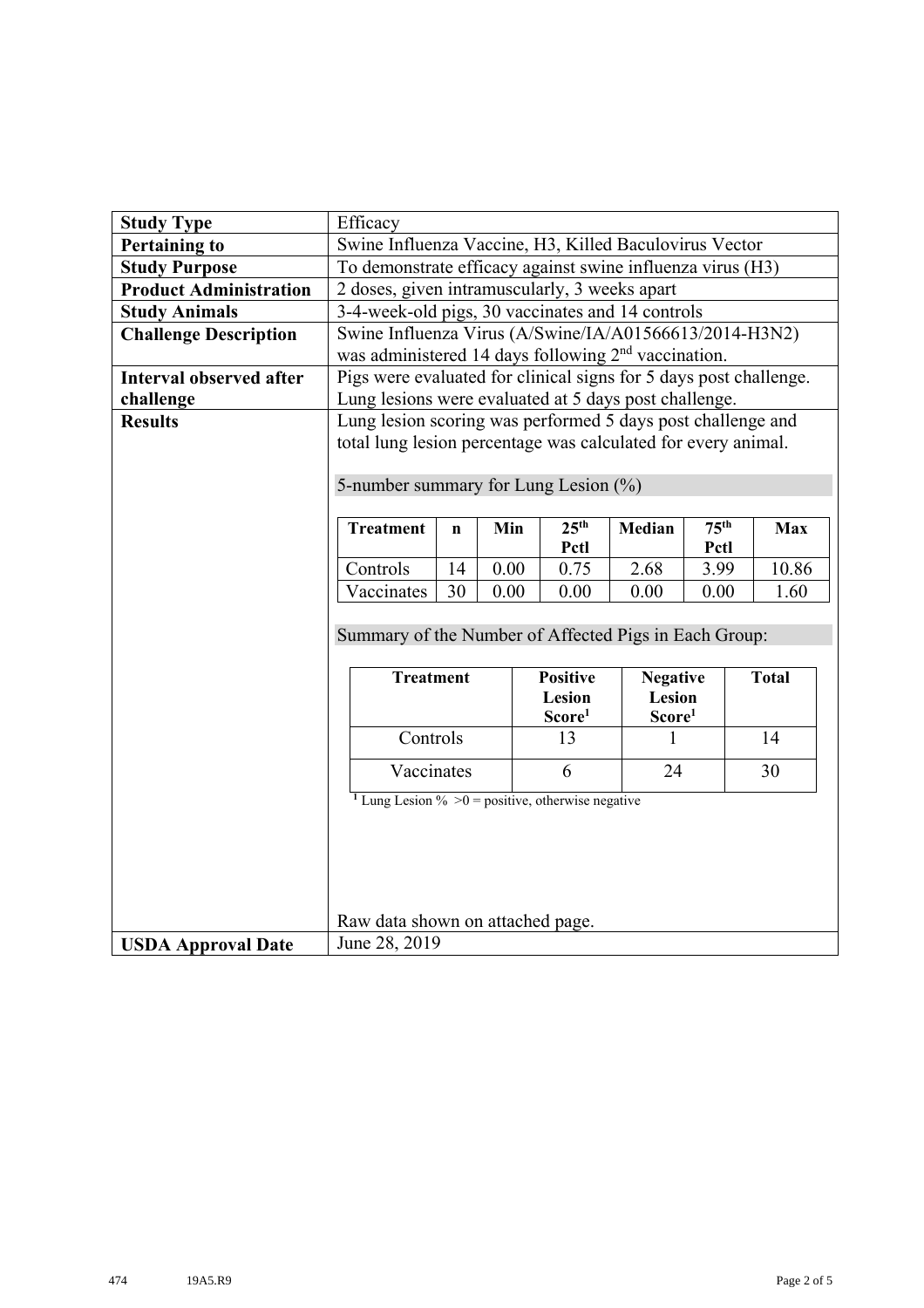| Study Type | Efficacy |
|---|---|
| Pertaining to | Swine Influenza Vaccine, H3, Killed Baculovirus Vector |
| Study Purpose | To demonstrate efficacy against swine influenza virus (H3) |
| Product Administration | 2 doses, given intramuscularly, 3 weeks apart |
| Study Animals | 3-4-week-old pigs, 30 vaccinates and 14 controls |
| Challenge Description | Swine Influenza Virus (A/Swine/IA/A01566613/2014-H3N2) was administered 14 days following 2nd vaccination. |
| Interval observed after challenge | Pigs were evaluated for clinical signs for 5 days post challenge. Lung lesions were evaluated at 5 days post challenge. |
| Results | Lung lesion scoring was performed 5 days post challenge and total lung lesion percentage was calculated for every animal. (see tables below) Raw data shown on attached page. |
| USDA Approval Date | June 28, 2019 |

5-number summary for Lung Lesion (%)

| Treatment | n | Min | 25th Pctl | Median | 75th Pctl | Max |
|---|---|---|---|---|---|---|
| Controls | 14 | 0.00 | 0.75 | 2.68 | 3.99 | 10.86 |
| Vaccinates | 30 | 0.00 | 0.00 | 0.00 | 0.00 | 1.60 |

Summary of the Number of Affected Pigs in Each Group:

| Treatment | Positive Lesion Score[1] | Negative Lesion Score[1] | Total |
|---|---|---|---|
| Controls | 13 | 1 | 14 |
| Vaccinates | 6 | 24 | 30 |

[1] Lung Lesion % >0 = positive, otherwise negative

Raw data shown on attached page.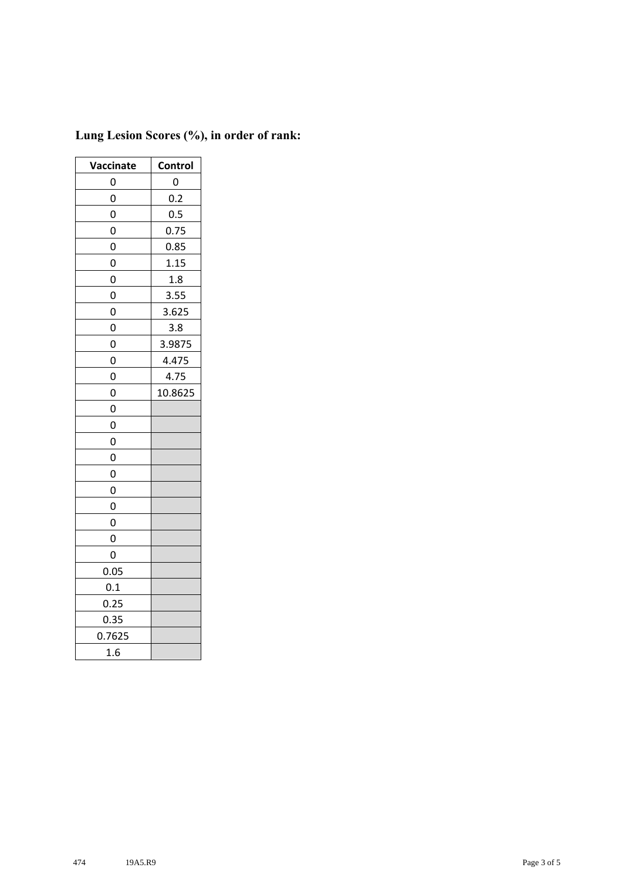**Lung Lesion Scores (%), in order of rank:**

| Vaccinate | Control |
|---|---|
| 0 | 0 |
| 0 | 0.2 |
| 0 | 0.5 |
| 0 | 0.75 |
| 0 | 0.85 |
| 0 | 1.15 |
| 0 | 1.8 |
| 0 | 3.55 |
| 0 | 3.625 |
| 0 | 3.8 |
| 0 | 3.9875 |
| 0 | 4.475 |
| 0 | 4.75 |
| 0 | 10.8625 |
| 0 | |
| 0 | |
| 0 | |
| 0 | |
| 0 | |
| 0 | |
| 0 | |
| 0 | |
| 0 | |
| 0 | |
| 0.05 | |
| 0.1 | |
| 0.25 | |
| 0.35 | |
| 0.7625 | |
| 1.6 | |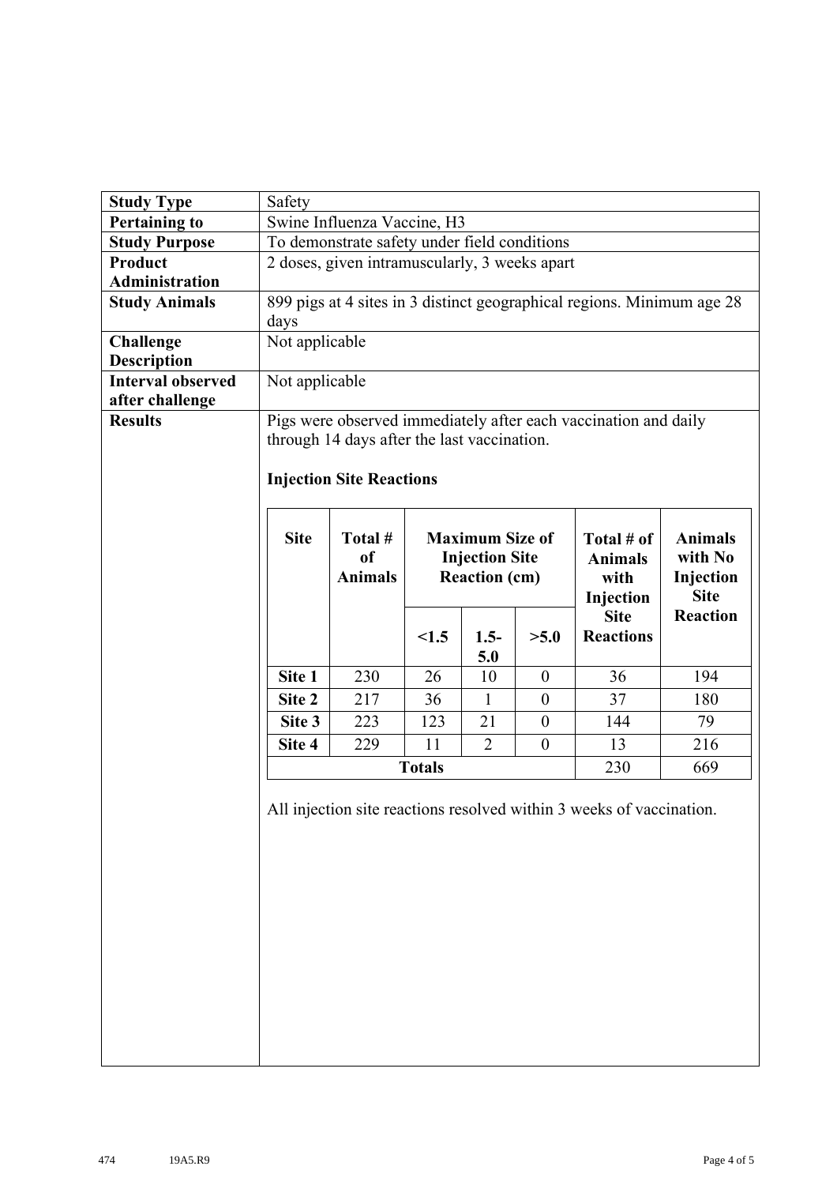| | |
|---|---|
| **Study Type** | Safety |
| **Pertaining to** | Swine Influenza Vaccine, H3 |
| **Study Purpose** | To demonstrate safety under field conditions |
| **Product Administration** | 2 doses, given intramuscularly, 3 weeks apart |
| **Study Animals** | 899 pigs at 4 sites in 3 distinct geographical regions. Minimum age 28 days |
| **Challenge Description** | Not applicable |
| **Interval observed after challenge** | Not applicable |
| **Results** | Pigs were observed immediately after each vaccination and daily through 14 days after the last vaccination. |

**Injection Site Reactions**

| Site | Total # of Animals | Maximum Size of Injection Site Reaction (cm) | | | Total # of Animals with Injection Site Reactions | Animals with No Injection Site Reaction |
|---|---|---|---|---|---|---|
| | | <1.5 | 1.5-5.0 | >5.0 | | |
| Site 1 | 230 | 26 | 10 | 0 | 36 | 194 |
| Site 2 | 217 | 36 | 1 | 0 | 37 | 180 |
| Site 3 | 223 | 123 | 21 | 0 | 144 | 79 |
| Site 4 | 229 | 11 | 2 | 0 | 13 | 216 |
| **Totals** | | | | | 230 | 669 |

All injection site reactions resolved within 3 weeks of vaccination.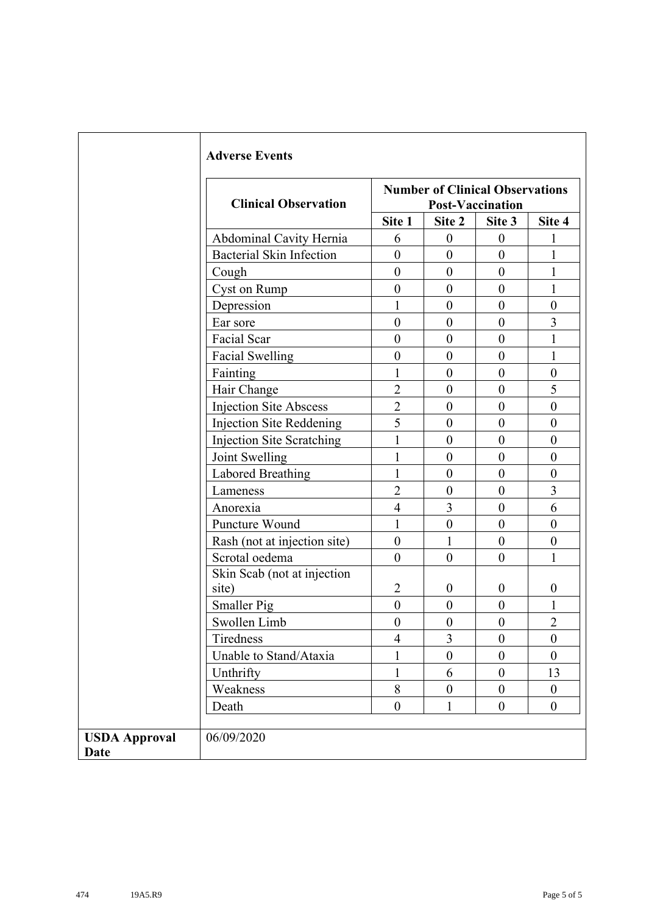| | |
|---|---|
| | **Adverse Events** |

| Clinical Observation | Number of Clinical Observations Post-Vaccination | | | |
|---|---|---|---|---|
| | Site 1 | Site 2 | Site 3 | Site 4 |
| Abdominal Cavity Hernia | 6 | 0 | 0 | 1 |
| Bacterial Skin Infection | 0 | 0 | 0 | 1 |
| Cough | 0 | 0 | 0 | 1 |
| Cyst on Rump | 0 | 0 | 0 | 1 |
| Depression | 1 | 0 | 0 | 0 |
| Ear sore | 0 | 0 | 0 | 3 |
| Facial Scar | 0 | 0 | 0 | 1 |
| Facial Swelling | 0 | 0 | 0 | 1 |
| Fainting | 1 | 0 | 0 | 0 |
| Hair Change | 2 | 0 | 0 | 5 |
| Injection Site Abscess | 2 | 0 | 0 | 0 |
| Injection Site Reddening | 5 | 0 | 0 | 0 |
| Injection Site Scratching | 1 | 0 | 0 | 0 |
| Joint Swelling | 1 | 0 | 0 | 0 |
| Labored Breathing | 1 | 0 | 0 | 0 |
| Lameness | 2 | 0 | 0 | 3 |
| Anorexia | 4 | 3 | 0 | 6 |
| Puncture Wound | 1 | 0 | 0 | 0 |
| Rash (not at injection site) | 0 | 1 | 0 | 0 |
| Scrotal oedema | 0 | 0 | 0 | 1 |
| Skin Scab (not at injection site) | 2 | 0 | 0 | 0 |
| Smaller Pig | 0 | 0 | 0 | 1 |
| Swollen Limb | 0 | 0 | 0 | 2 |
| Tiredness | 4 | 3 | 0 | 0 |
| Unable to Stand/Ataxia | 1 | 0 | 0 | 0 |
| Unthrifty | 1 | 6 | 0 | 13 |
| Weakness | 8 | 0 | 0 | 0 |
| Death | 0 | 1 | 0 | 0 |

| | |
|---|---|
| **USDA Approval Date** | 06/09/2020 |

474 19A5.R9